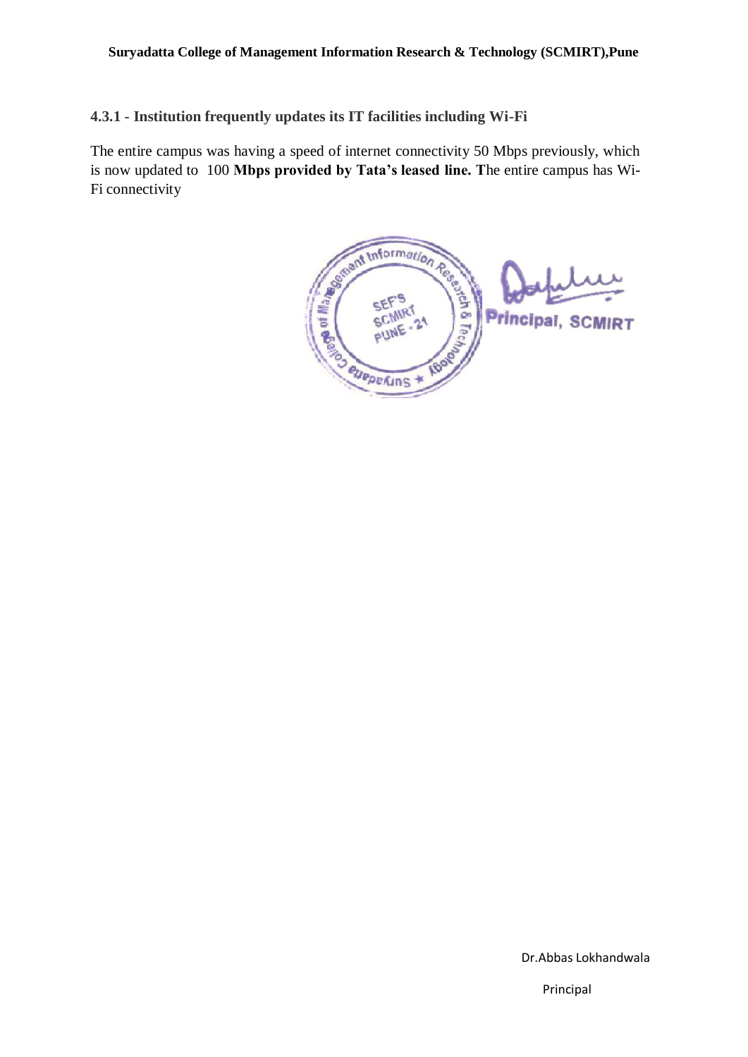**Suryadatta College of Management Information Research & Technology (SCMIRT),Pune**

**4.3.1 - Institution frequently updates its IT facilities including Wi-Fi**

The entire campus was having a speed of internet connectivity 50 Mbps previously, which is now updated to 100 **Mbps provided by Tata's leased line. T**he entire campus has Wi-Fi connectivity

Principal, SCMIRT

Dr.Abbas Lokhandwala

Principal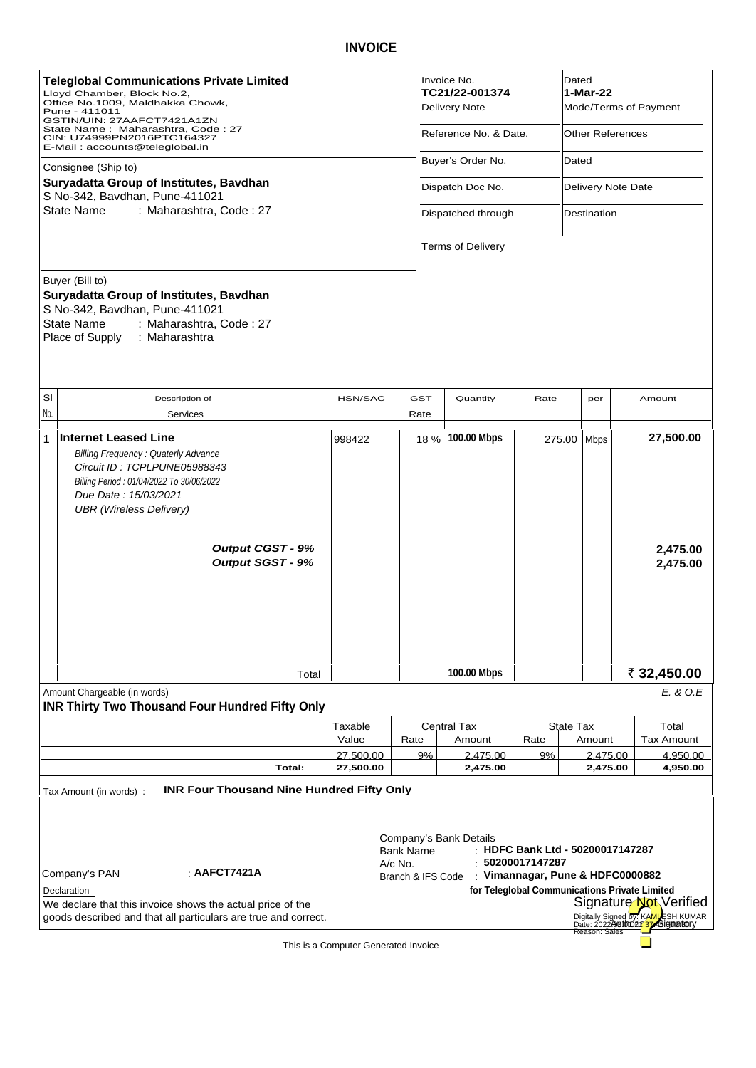# INVOICE

**Teleglobal Communications Private Limited**
Lloyd Chamber, Block No.2,
Office No.1009, Maldhakka Chowk,
Pune - 411011
GSTIN/UIN: 27AAFCT7421A1ZN
State Name : Maharashtra, Code : 27
CIN: U74999PN2016PTC164327
E-Mail : accounts@teleglobal.in

| | |
|---|---|
| Invoice No. **TC21/22-001374** | Dated **1-Mar-22** |
| Delivery Note | Mode/Terms of Payment |
| Reference No. & Date. | Other References |
| Buyer's Order No. | Dated |
| Dispatch Doc No. | Delivery Note Date |
| Dispatched through | Destination |
| Terms of Delivery | |

Consignee (Ship to)
**Suryadatta Group of Institutes, Bavdhan**
S No-342, Bavdhan, Pune-411021
State Name : Maharashtra, Code : 27

Buyer (Bill to)
**Suryadatta Group of Institutes, Bavdhan**
S No-342, Bavdhan, Pune-411021
State Name : Maharashtra, Code : 27
Place of Supply : Maharashtra

| Sl No. | Description of Services | HSN/SAC | GST Rate | Quantity | Rate | per | Amount |
|---|---|---|---|---|---|---|---|
| 1 | **Internet Leased Line**<br>*Billing Frequency : Quaterly Advance*<br>*Circuit ID : TCPLPUNE05988343*<br>*Billing Period : 01/04/2022 To 30/06/2022*<br>*Due Date : 15/03/2021*<br>*UBR (Wireless Delivery)* | 998422 | 18 % | **100.00 Mbps** | 275.00 | Mbps | **27,500.00** |
| | ***Output CGST - 9%*** | | | | | | **2,475.00** |
| | ***Output SGST - 9%*** | | | | | | **2,475.00** |
| | Total | | | **100.00 Mbps** | | | **₹ 32,450.00** |

Amount Chargeable (in words) *E. & O.E*
**INR Thirty Two Thousand Four Hundred Fifty Only**

| | Taxable Value | Central Tax Rate | Central Tax Amount | State Tax Rate | State Tax Amount | Total Tax Amount |
|---|---|---|---|---|---|---|
| | 27,500.00 | 9% | 2,475.00 | 9% | 2,475.00 | 4,950.00 |
| **Total:** | **27,500.00** | | **2,475.00** | | **2,475.00** | **4,950.00** |

Tax Amount (in words) : **INR Four Thousand Nine Hundred Fifty Only**

Company's PAN : **AAFCT7421A**

Company's Bank Details
Bank Name : **HDFC Bank Ltd - 50200017147287**
A/c No. : **50200017147287**
Branch & IFS Code : **Vimannagar, Pune & HDFC0000882**

Declaration
We declare that this invoice shows the actual price of the goods described and that all particulars are true and correct.

**for Teleglobal Communications Private Limited**
Signature Not Verified
Digitally Signed by: KAMLESH KUMAR
Date: 2022.03.01 ...
Reason: Sales
Authorised Signatory

This is a Computer Generated Invoice